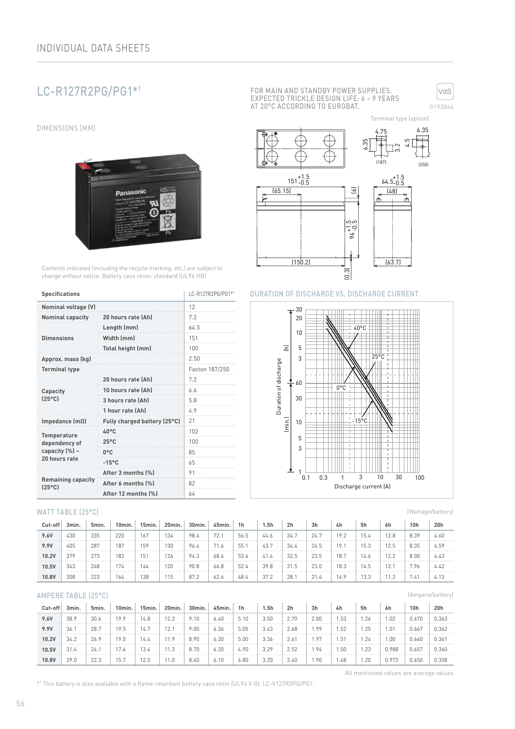## INDIVIDUAL DATA SHEETS

# LC-R127R2PG/PG1*[1]

FOR MAIN AND STANDBY POWER SUPPLIES.
EXPECTED TRICKLE DESIGN LIFE: 6 – 9 YEARS
AT 20°C ACCORDING TO EUROBAT.

VdS
G193046

### DIMENSIONS (MM)

Terminal type (option)

Contents indicated (including the recycle marking, etc.) are subject to change without notice. Battery case resin: standard (UL94 HB)

| Specifications | | LC-R127R2PG/PG1*[1] |
|---|---|---|
| **Nominal voltage (V)** | | 12 |
| **Nominal capacity** | **20 hours rate (Ah)** | 7.2 |
| **Dimensions** | **Length (mm)** | 64.5 |
| | **Width (mm)** | 151 |
| | **Total height (mm)** | 100 |
| **Approx. mass (kg)** | | 2.50 |
| **Terminal type** | | Faston 187/250 |
| **Capacity (25°C)** | **20 hours rate (Ah)** | 7.2 |
| | **10 hours rate (Ah)** | 6.6 |
| | **3 hours rate (Ah)** | 5.8 |
| | **1 hour rate (Ah)** | 4.9 |
| **Impedance (mΩ)** | **Fully charged battery (25°C)** | 21 |
| **Temperature dependency of capacity (%) – 20 hours rate** | **40°C** | 102 |
| | **25°C** | 100 |
| | **0°C** | 85 |
| | **-15°C** | 65 |
| **Remaining capacity (25°C)** | **After 3 months (%)** | 91 |
| | **After 6 months (%)** | 82 |
| | **After 12 months (%)** | 64 |

### DURATION OF DISCHARGE VS. DISCHARGE CURRENT

### WATT TABLE (25°C)

(Wattage/battery)

| Cut-off | 3min. | 5min. | 10min. | 15min. | 20min. | 30min. | 45min. | 1h | 1.5h | 2h | 3h | 4h | 5h | 6h | 10h | 20h |
|---|---|---|---|---|---|---|---|---|---|---|---|---|---|---|---|---|
| **9.6V** | 430 | 335 | 220 | 167 | 134 | 98.4 | 72.1 | 56.5 | 44.6 | 34.7 | 24.7 | 19.2 | 15.4 | 12.8 | 8.39 | 4.60 |
| **9.9V** | 405 | 287 | 187 | 159 | 130 | 96.4 | 71.6 | 55.1 | 43.7 | 34.4 | 24.5 | 19.1 | 15.3 | 12.5 | 8.35 | 4.59 |
| **10.2V** | 379 | 273 | 182 | 151 | 126 | 94.3 | 68.6 | 53.6 | 41.4 | 32.5 | 23.5 | 18.7 | 14.6 | 12.2 | 8.00 | 4.43 |
| **10.5V** | 343 | 248 | 174 | 144 | 120 | 90.8 | 66.8 | 52.4 | 39.8 | 31.5 | 23.0 | 18.3 | 14.5 | 12.1 | 7.96 | 4.42 |
| **10.8V** | 308 | 223 | 164 | 138 | 115 | 87.2 | 62.6 | 48.4 | 37.2 | 28.1 | 21.4 | 16.9 | 13.3 | 11.2 | 7.41 | 4.13 |

### AMPERE TABLE (25°C)

(Ampere/battery)

| Cut-off | 3min. | 5min. | 10min. | 15min. | 20min. | 30min. | 45min. | 1h | 1.5h | 2h | 3h | 4h | 5h | 6h | 10h | 20h |
|---|---|---|---|---|---|---|---|---|---|---|---|---|---|---|---|---|
| **9.6V** | 38.9 | 30.6 | 19.9 | 14.8 | 12.3 | 9.10 | 6.40 | 5.10 | 3.50 | 2.70 | 2.00 | 1.53 | 1.26 | 1.02 | 0.670 | 0.363 |
| **9.9V** | 36.1 | 28.7 | 19.5 | 14.7 | 12.1 | 9.00 | 6.36 | 5.05 | 3.43 | 2.68 | 1.99 | 1.52 | 1.25 | 1.01 | 0.667 | 0.362 |
| **10.2V** | 34.2 | 26.9 | 19.0 | 14.4 | 11.9 | 8.90 | 6.30 | 5.00 | 3.36 | 2.61 | 1.97 | 1.51 | 1.24 | 1.00 | 0.660 | 0.361 |
| **10.5V** | 31.4 | 24.1 | 17.6 | 13.4 | 11.3 | 8.70 | 6.20 | 4.90 | 3.29 | 2.52 | 1.94 | 1.50 | 1.23 | 0.988 | 0.657 | 0.360 |
| **10.8V** | 29.0 | 22.3 | 15.7 | 12.5 | 11.0 | 8.40 | 6.10 | 4.80 | 3.20 | 2.40 | 1.90 | 1.48 | 1.20 | 0.972 | 0.650 | 0.358 |

All mentioned values are average values

*[1] This battery is also available with a flame-retardant battery case resin (UL94 V-0): LC-V127R2PG/PG1.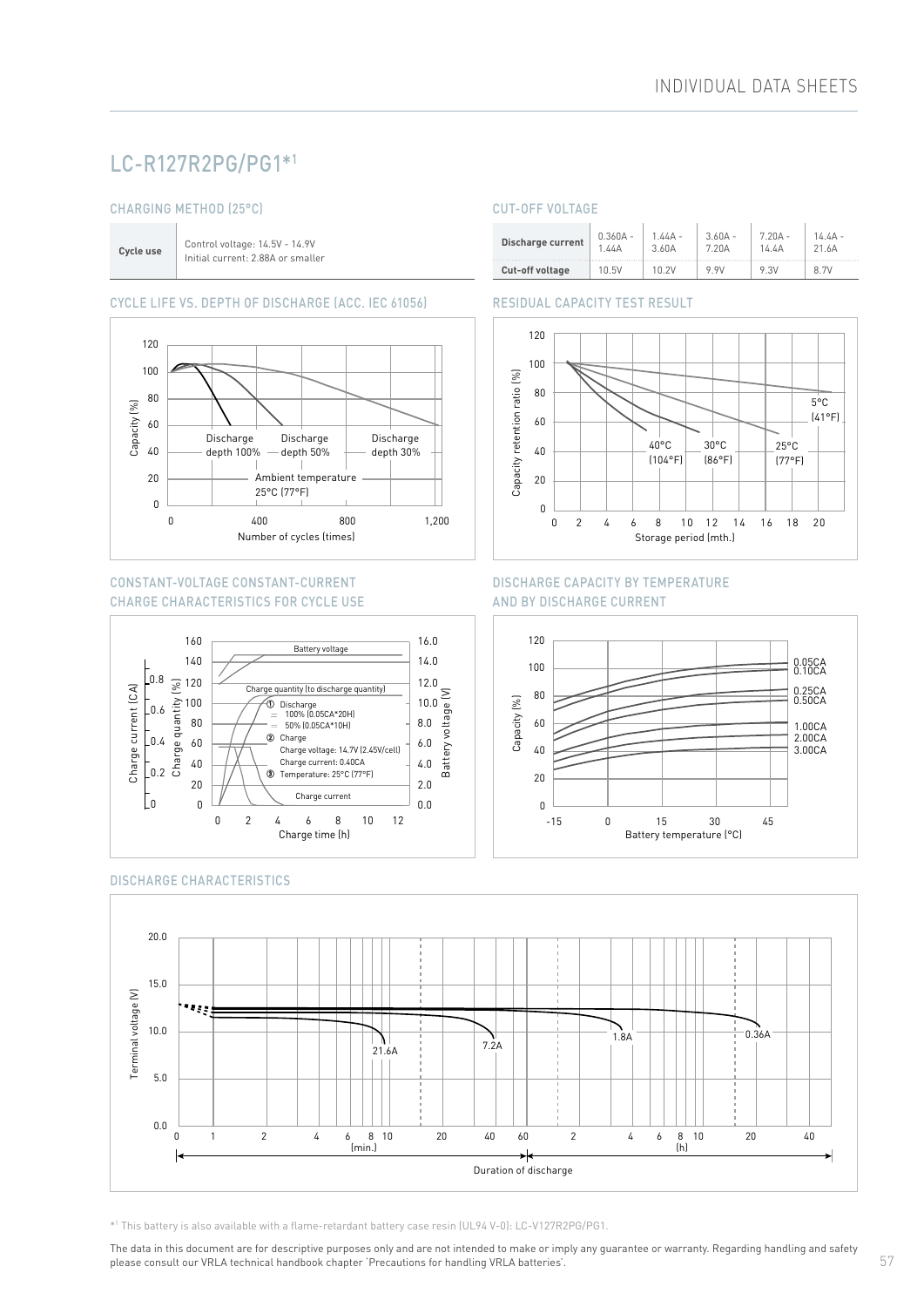# LC-R127R2PG/PG1*[1]

## CHARGING METHOD (25°C)

| | |
|---|---|
| **Cycle use** | Control voltage: 14.5V - 14.9V<br>Initial current: 2.88A or smaller |

## CUT-OFF VOLTAGE

| **Discharge current** | 0.360A - 1.44A | 1.44A - 3.60A | 3.60A - 7.20A | 7.20A - 14.4A | 14.4A - 21.6A |
|---|---|---|---|---|---|
| **Cut-off voltage** | 10.5V | 10.2V | 9.9V | 9.3V | 8.7V |

## CYCLE LIFE VS. DEPTH OF DISCHARGE (ACC. IEC 61056)

Capacity (%)
120
100
80
60
40
20
0
Discharge depth 100%
Discharge depth 50%
Discharge depth 30%
Ambient temperature 25°C (77°F)
0
400
800
1,200
Number of cycles (times)

## RESIDUAL CAPACITY TEST RESULT

Capacity retention ratio (%)
120
100
80
60
40
20
0
5°C (41°F)
40°C (104°F)
30°C (86°F)
25°C (77°F)
0 2 4 6 8 10 12 14 16 18 20
Storage period (mth.)

## CONSTANT-VOLTAGE CONSTANT-CURRENT CHARGE CHARACTERISTICS FOR CYCLE USE

Charge current (CA)
0.8
0.6
0.4
0.2
0
Charge quantity (%)
160
140
120
100
80
60
40
20
0
Battery voltage (V)
16.0
14.0
12.0
10.0
8.0
6.0
4.0
2.0
0.0
Battery voltage
Charge quantity (to discharge quantity)
① Discharge
100% (0.05CA*20H)
50% (0.05CA*10H)
② Charge
Charge voltage: 14.7V (2.45V/cell)
Charge current: 0.40CA
③ Temperature: 25°C (77°F)
Charge current
0 2 4 6 8 10 12
Charge time (h)

## DISCHARGE CAPACITY BY TEMPERATURE AND BY DISCHARGE CURRENT

Capacity (%)
120
100
80
60
40
20
0
0.05CA
0.10CA
0.25CA
0.50CA
1.00CA
2.00CA
3.00CA
-15 0 15 30 45
Battery temperature (°C)

## DISCHARGE CHARACTERISTICS

Terminal voltage (V)
20.0
15.0
10.0
5.0
0.0
21.6A
7.2A
1.8A
0.36A
0 1 2 4 6 8 10 20 40 60
(min.)
2 4 6 8 10 20 40
(h)
Duration of discharge

*[1] This battery is also available with a flame-retardant battery case resin (UL94 V-0): LC-V127R2PG/PG1.

The data in this document are for descriptive purposes only and are not intended to make or imply any guarantee or warranty. Regarding handling and safety please consult our VRLA technical handbook chapter 'Precautions for handling VRLA batteries'.